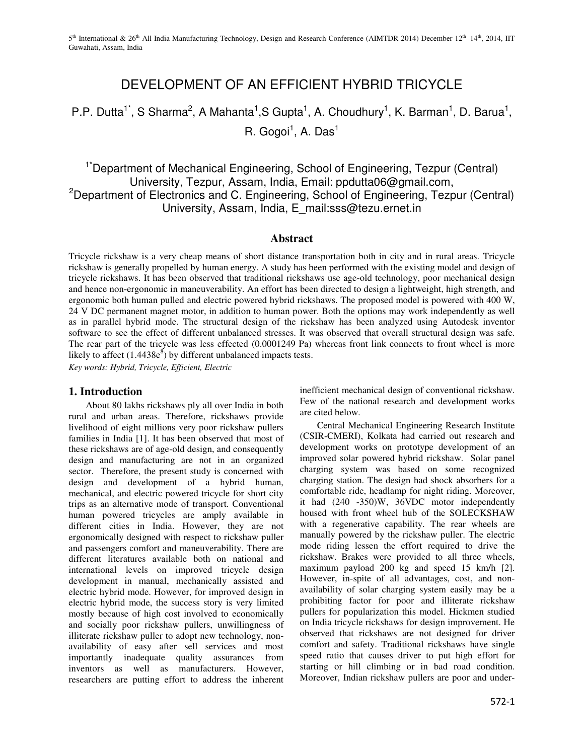# DEVELOPMENT OF AN EFFICIENT HYBRID TRICYCLE

P.P. Dutta[1*], S Sharma[2], A Mahanta[1], S Gupta[1], A. Choudhury[1], K. Barman[1], D. Barua[1], R. Gogoi[1], A. Das[1]

[1*]Department of Mechanical Engineering, School of Engineering, Tezpur (Central) University, Tezpur, Assam, India, Email: ppdutta06@gmail.com,
[2]Department of Electronics and C. Engineering, School of Engineering, Tezpur (Central) University, Assam, India, E_mail:sss@tezu.ernet.in

## Abstract

Tricycle rickshaw is a very cheap means of short distance transportation both in city and in rural areas. Tricycle rickshaw is generally propelled by human energy. A study has been performed with the existing model and design of tricycle rickshaws. It has been observed that traditional rickshaws use age-old technology, poor mechanical design and hence non-ergonomic in maneuverability. An effort has been directed to design a lightweight, high strength, and ergonomic both human pulled and electric powered hybrid rickshaws. The proposed model is powered with 400 W, 24 V DC permanent magnet motor, in addition to human power. Both the options may work independently as well as in parallel hybrid mode. The structural design of the rickshaw has been analyzed using Autodesk inventor software to see the effect of different unbalanced stresses. It was observed that overall structural design was safe. The rear part of the tricycle was less effected (0.0001249 Pa) whereas front link connects to front wheel is more likely to affect ($1.4438e^{8}$) by different unbalanced impacts tests.

*Key words: Hybrid, Tricycle, Efficient, Electric*

## 1. Introduction

About 80 lakhs rickshaws ply all over India in both rural and urban areas. Therefore, rickshaws provide livelihood of eight millions very poor rickshaw pullers families in India [1]. It has been observed that most of these rickshaws are of age-old design, and consequently design and manufacturing are not in an organized sector. Therefore, the present study is concerned with design and development of a hybrid human, mechanical, and electric powered tricycle for short city trips as an alternative mode of transport. Conventional human powered tricycles are amply available in different cities in India. However, they are not ergonomically designed with respect to rickshaw puller and passengers comfort and maneuverability. There are different literatures available both on national and international levels on improved tricycle design development in manual, mechanically assisted and electric hybrid mode. However, for improved design in electric hybrid mode, the success story is very limited mostly because of high cost involved to economically and socially poor rickshaw pullers, unwillingness of illiterate rickshaw puller to adopt new technology, non-availability of easy after sell services and most importantly inadequate quality assurances from inventors as well as manufacturers. However, researchers are putting effort to address the inherent inefficient mechanical design of conventional rickshaw. Few of the national research and development works are cited below.

Central Mechanical Engineering Research Institute (CSIR-CMERI), Kolkata had carried out research and development works on prototype development of an improved solar powered hybrid rickshaw. Solar panel charging system was based on some recognized charging station. The design had shock absorbers for a comfortable ride, headlamp for night riding. Moreover, it had (240 -350)W, 36VDC motor independently housed with front wheel hub of the SOLECKSHAW with a regenerative capability. The rear wheels are manually powered by the rickshaw puller. The electric mode riding lessen the effort required to drive the rickshaw. Brakes were provided to all three wheels, maximum payload 200 kg and speed 15 km/h [2]. However, in-spite of all advantages, cost, and non-availability of solar charging system easily may be a prohibiting factor for poor and illiterate rickshaw pullers for popularization this model. Hickmen studied on India tricycle rickshaws for design improvement. He observed that rickshaws are not designed for driver comfort and safety. Traditional rickshaws have single speed ratio that causes driver to put high effort for starting or hill climbing or in bad road condition. Moreover, Indian rickshaw pullers are poor and under-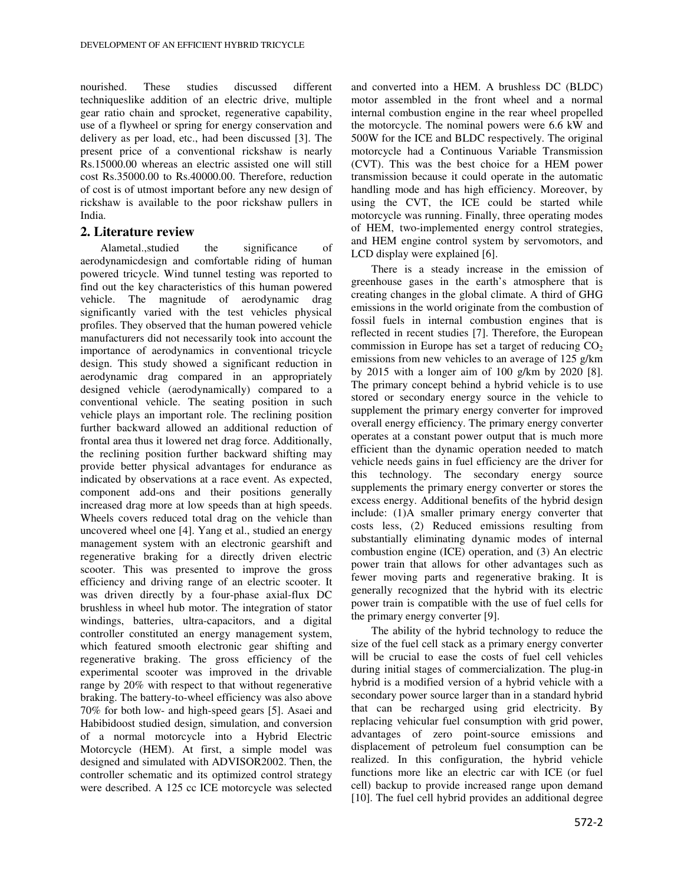nourished. These studies discussed different techniqueslike addition of an electric drive, multiple gear ratio chain and sprocket, regenerative capability, use of a flywheel or spring for energy conservation and delivery as per load, etc., had been discussed [3]. The present price of a conventional rickshaw is nearly Rs.15000.00 whereas an electric assisted one will still cost Rs.35000.00 to Rs.40000.00. Therefore, reduction of cost is of utmost important before any new design of rickshaw is available to the poor rickshaw pullers in India.

## 2. Literature review

Alametal.,studied the significance of aerodynamicdesign and comfortable riding of human powered tricycle. Wind tunnel testing was reported to find out the key characteristics of this human powered vehicle. The magnitude of aerodynamic drag significantly varied with the test vehicles physical profiles. They observed that the human powered vehicle manufacturers did not necessarily took into account the importance of aerodynamics in conventional tricycle design. This study showed a significant reduction in aerodynamic drag compared in an appropriately designed vehicle (aerodynamically) compared to a conventional vehicle. The seating position in such vehicle plays an important role. The reclining position further backward allowed an additional reduction of frontal area thus it lowered net drag force. Additionally, the reclining position further backward shifting may provide better physical advantages for endurance as indicated by observations at a race event. As expected, component add-ons and their positions generally increased drag more at low speeds than at high speeds. Wheels covers reduced total drag on the vehicle than uncovered wheel one [4]. Yang et al., studied an energy management system with an electronic gearshift and regenerative braking for a directly driven electric scooter. This was presented to improve the gross efficiency and driving range of an electric scooter. It was driven directly by a four-phase axial-flux DC brushless in wheel hub motor. The integration of stator windings, batteries, ultra-capacitors, and a digital controller constituted an energy management system, which featured smooth electronic gear shifting and regenerative braking. The gross efficiency of the experimental scooter was improved in the drivable range by 20% with respect to that without regenerative braking. The battery-to-wheel efficiency was also above 70% for both low- and high-speed gears [5]. Asaei and Habibidoost studied design, simulation, and conversion of a normal motorcycle into a Hybrid Electric Motorcycle (HEM). At first, a simple model was designed and simulated with ADVISOR2002. Then, the controller schematic and its optimized control strategy were described. A 125 cc ICE motorcycle was selected and converted into a HEM. A brushless DC (BLDC) motor assembled in the front wheel and a normal internal combustion engine in the rear wheel propelled the motorcycle. The nominal powers were 6.6 kW and 500W for the ICE and BLDC respectively. The original motorcycle had a Continuous Variable Transmission (CVT). This was the best choice for a HEM power transmission because it could operate in the automatic handling mode and has high efficiency. Moreover, by using the CVT, the ICE could be started while motorcycle was running. Finally, three operating modes of HEM, two-implemented energy control strategies, and HEM engine control system by servomotors, and LCD display were explained [6].

There is a steady increase in the emission of greenhouse gases in the earth's atmosphere that is creating changes in the global climate. A third of GHG emissions in the world originate from the combustion of fossil fuels in internal combustion engines that is reflected in recent studies [7]. Therefore, the European commission in Europe has set a target of reducing $CO_2$ emissions from new vehicles to an average of 125 g/km by 2015 with a longer aim of 100 g/km by 2020 [8]. The primary concept behind a hybrid vehicle is to use stored or secondary energy source in the vehicle to supplement the primary energy converter for improved overall energy efficiency. The primary energy converter operates at a constant power output that is much more efficient than the dynamic operation needed to match vehicle needs gains in fuel efficiency are the driver for this technology. The secondary energy source supplements the primary energy converter or stores the excess energy. Additional benefits of the hybrid design include: (1)A smaller primary energy converter that costs less, (2) Reduced emissions resulting from substantially eliminating dynamic modes of internal combustion engine (ICE) operation, and (3) An electric power train that allows for other advantages such as fewer moving parts and regenerative braking. It is generally recognized that the hybrid with its electric power train is compatible with the use of fuel cells for the primary energy converter [9].

The ability of the hybrid technology to reduce the size of the fuel cell stack as a primary energy converter will be crucial to ease the costs of fuel cell vehicles during initial stages of commercialization. The plug-in hybrid is a modified version of a hybrid vehicle with a secondary power source larger than in a standard hybrid that can be recharged using grid electricity. By replacing vehicular fuel consumption with grid power, advantages of zero point-source emissions and displacement of petroleum fuel consumption can be realized. In this configuration, the hybrid vehicle functions more like an electric car with ICE (or fuel cell) backup to provide increased range upon demand [10]. The fuel cell hybrid provides an additional degree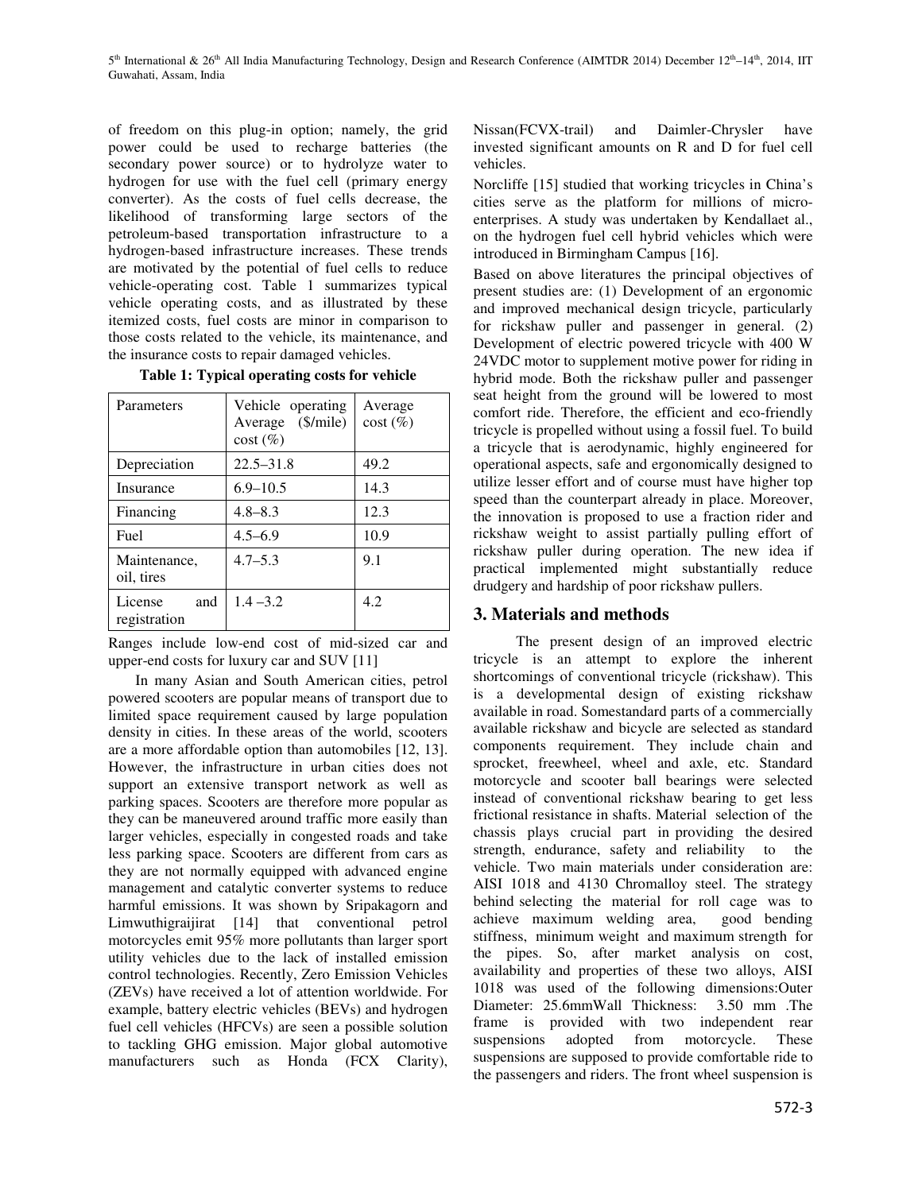of freedom on this plug-in option; namely, the grid power could be used to recharge batteries (the secondary power source) or to hydrolyze water to hydrogen for use with the fuel cell (primary energy converter). As the costs of fuel cells decrease, the likelihood of transforming large sectors of the petroleum-based transportation infrastructure to a hydrogen-based infrastructure increases. These trends are motivated by the potential of fuel cells to reduce vehicle-operating cost. Table 1 summarizes typical vehicle operating costs, and as illustrated by these itemized costs, fuel costs are minor in comparison to those costs related to the vehicle, its maintenance, and the insurance costs to repair damaged vehicles.

**Table 1: Typical operating costs for vehicle**

| Parameters | Vehicle operating Average ($/mile) cost (%) | Average cost (%) |
|---|---|---|
| Depreciation | 22.5–31.8 | 49.2 |
| Insurance | 6.9–10.5 | 14.3 |
| Financing | 4.8–8.3 | 12.3 |
| Fuel | 4.5–6.9 | 10.9 |
| Maintenance, oil, tires | 4.7–5.3 | 9.1 |
| License and registration | 1.4 –3.2 | 4.2 |

Ranges include low-end cost of mid-sized car and upper-end costs for luxury car and SUV [11]

In many Asian and South American cities, petrol powered scooters are popular means of transport due to limited space requirement caused by large population density in cities. In these areas of the world, scooters are a more affordable option than automobiles [12, 13]. However, the infrastructure in urban cities does not support an extensive transport network as well as parking spaces. Scooters are therefore more popular as they can be maneuvered around traffic more easily than larger vehicles, especially in congested roads and take less parking space. Scooters are different from cars as they are not normally equipped with advanced engine management and catalytic converter systems to reduce harmful emissions. It was shown by Sripakagorn and Limwuthigraijirat [14] that conventional petrol motorcycles emit 95% more pollutants than larger sport utility vehicles due to the lack of installed emission control technologies. Recently, Zero Emission Vehicles (ZEVs) have received a lot of attention worldwide. For example, battery electric vehicles (BEVs) and hydrogen fuel cell vehicles (HFCVs) are seen a possible solution to tackling GHG emission. Major global automotive manufacturers such as Honda (FCX Clarity), Nissan(FCVX-trail) and Daimler-Chrysler have invested significant amounts on R and D for fuel cell vehicles.

Norcliffe [15] studied that working tricycles in China's cities serve as the platform for millions of micro-enterprises. A study was undertaken by Kendallaet al., on the hydrogen fuel cell hybrid vehicles which were introduced in Birmingham Campus [16].

Based on above literatures the principal objectives of present studies are: (1) Development of an ergonomic and improved mechanical design tricycle, particularly for rickshaw puller and passenger in general. (2) Development of electric powered tricycle with 400 W 24VDC motor to supplement motive power for riding in hybrid mode. Both the rickshaw puller and passenger seat height from the ground will be lowered to most comfort ride. Therefore, the efficient and eco-friendly tricycle is propelled without using a fossil fuel. To build a tricycle that is aerodynamic, highly engineered for operational aspects, safe and ergonomically designed to utilize lesser effort and of course must have higher top speed than the counterpart already in place. Moreover, the innovation is proposed to use a fraction rider and rickshaw weight to assist partially pulling effort of rickshaw puller during operation. The new idea if practical implemented might substantially reduce drudgery and hardship of poor rickshaw pullers.

## 3. Materials and methods

The present design of an improved electric tricycle is an attempt to explore the inherent shortcomings of conventional tricycle (rickshaw). This is a developmental design of existing rickshaw available in road. Somestandard parts of a commercially available rickshaw and bicycle are selected as standard components requirement. They include chain and sprocket, freewheel, wheel and axle, etc. Standard motorcycle and scooter ball bearings were selected instead of conventional rickshaw bearing to get less frictional resistance in shafts. Material selection of the chassis plays crucial part in providing the desired strength, endurance, safety and reliability to the vehicle. Two main materials under consideration are: AISI 1018 and 4130 Chromalloy steel. The strategy behind selecting the material for roll cage was to achieve maximum welding area, good bending stiffness, minimum weight and maximum strength for the pipes. So, after market analysis on cost, availability and properties of these two alloys, AISI 1018 was used of the following dimensions:Outer Diameter: 25.6mmWall Thickness: 3.50 mm .The frame is provided with two independent rear suspensions adopted from motorcycle. These suspensions are supposed to provide comfortable ride to the passengers and riders. The front wheel suspension is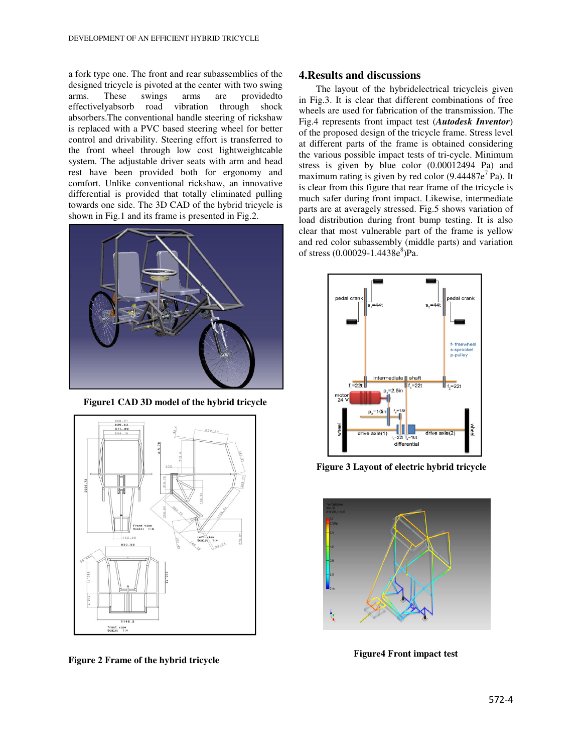a fork type one. The front and rear subassemblies of the designed tricycle is pivoted at the center with two swing arms. These swings arms are providedto effectivelyabsorb road vibration through shock absorbers.The conventional handle steering of rickshaw is replaced with a PVC based steering wheel for better control and drivability. Steering effort is transferred to the front wheel through low cost lightweightcable system. The adjustable driver seats with arm and head rest have been provided both for ergonomy and comfort. Unlike conventional rickshaw, an innovative differential is provided that totally eliminated pulling towards one side. The 3D CAD of the hybrid tricycle is shown in Fig.1 and its frame is presented in Fig.2.

**Figure1 CAD 3D model of the hybrid tricycle**

**Figure 2 Frame of the hybrid tricycle**

## 4.Results and discussions

The layout of the hybridelectrical tricycleis given in Fig.3. It is clear that different combinations of free wheels are used for fabrication of the transmission. The Fig.4 represents front impact test (***Autodesk Inventor***) of the proposed design of the tricycle frame. Stress level at different parts of the frame is obtained considering the various possible impact tests of tri-cycle. Minimum stress is given by blue color (0.00012494 Pa) and maximum rating is given by red color ($9.44487e^7$ Pa). It is clear from this figure that rear frame of the tricycle is much safer during front impact. Likewise, intermediate parts are at averagely stressed. Fig.5 shows variation of load distribution during front bump testing. It is also clear that most vulnerable part of the frame is yellow and red color subassembly (middle parts) and variation of stress ($0.00029$-$1.4438e^8$)Pa.

**Figure 3 Layout of electric hybrid tricycle**

**Figure4 Front impact test**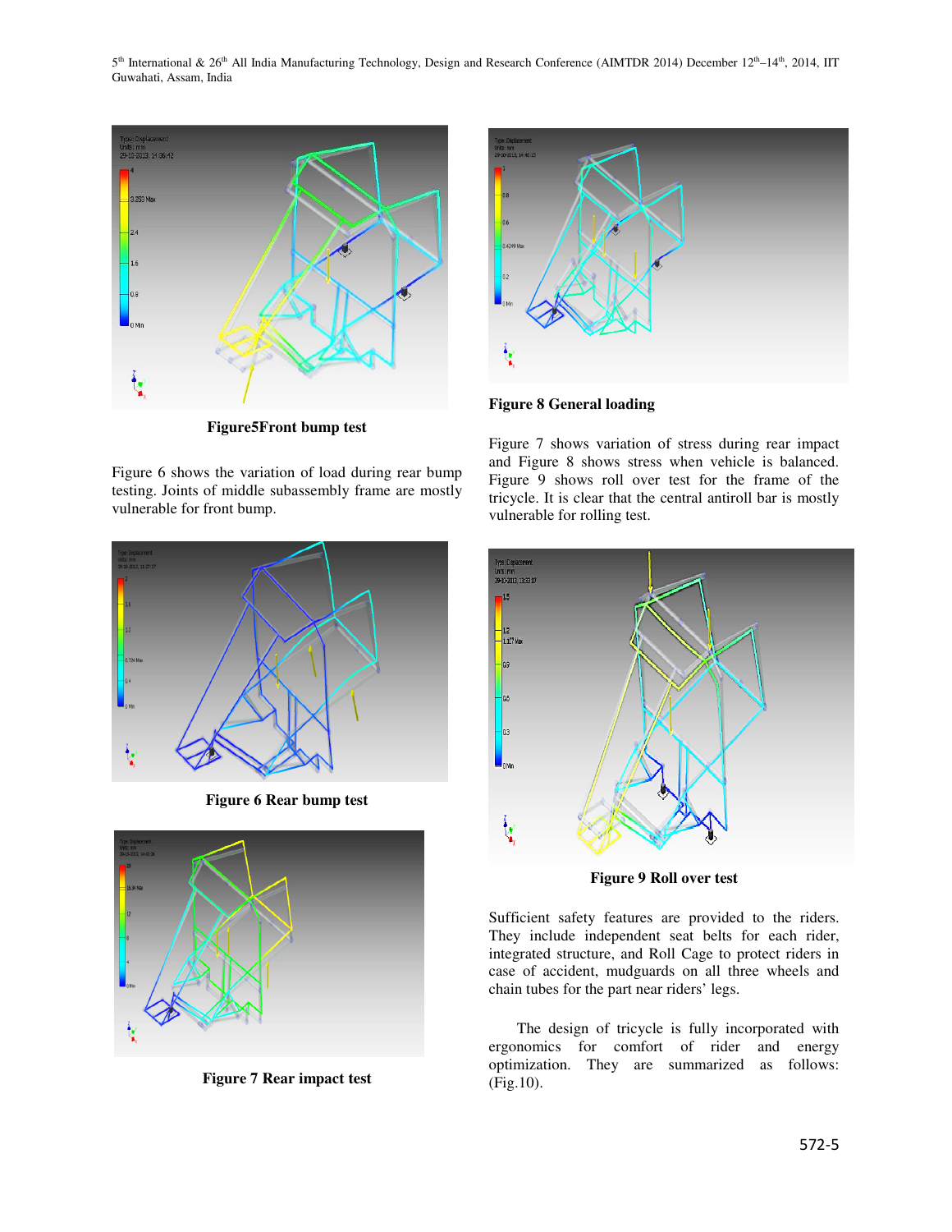Figure5Front bump test

Figure 6 shows the variation of load during rear bump testing. Joints of middle subassembly frame are mostly vulnerable for front bump.

Figure 6 Rear bump test

Figure 7 Rear impact test

Figure 8 General loading

Figure 7 shows variation of stress during rear impact and Figure 8 shows stress when vehicle is balanced. Figure 9 shows roll over test for the frame of the tricycle. It is clear that the central antiroll bar is mostly vulnerable for rolling test.

Figure 9 Roll over test

Sufficient safety features are provided to the riders. They include independent seat belts for each rider, integrated structure, and Roll Cage to protect riders in case of accident, mudguards on all three wheels and chain tubes for the part near riders' legs.

The design of tricycle is fully incorporated with ergonomics for comfort of rider and energy optimization. They are summarized as follows: (Fig.10).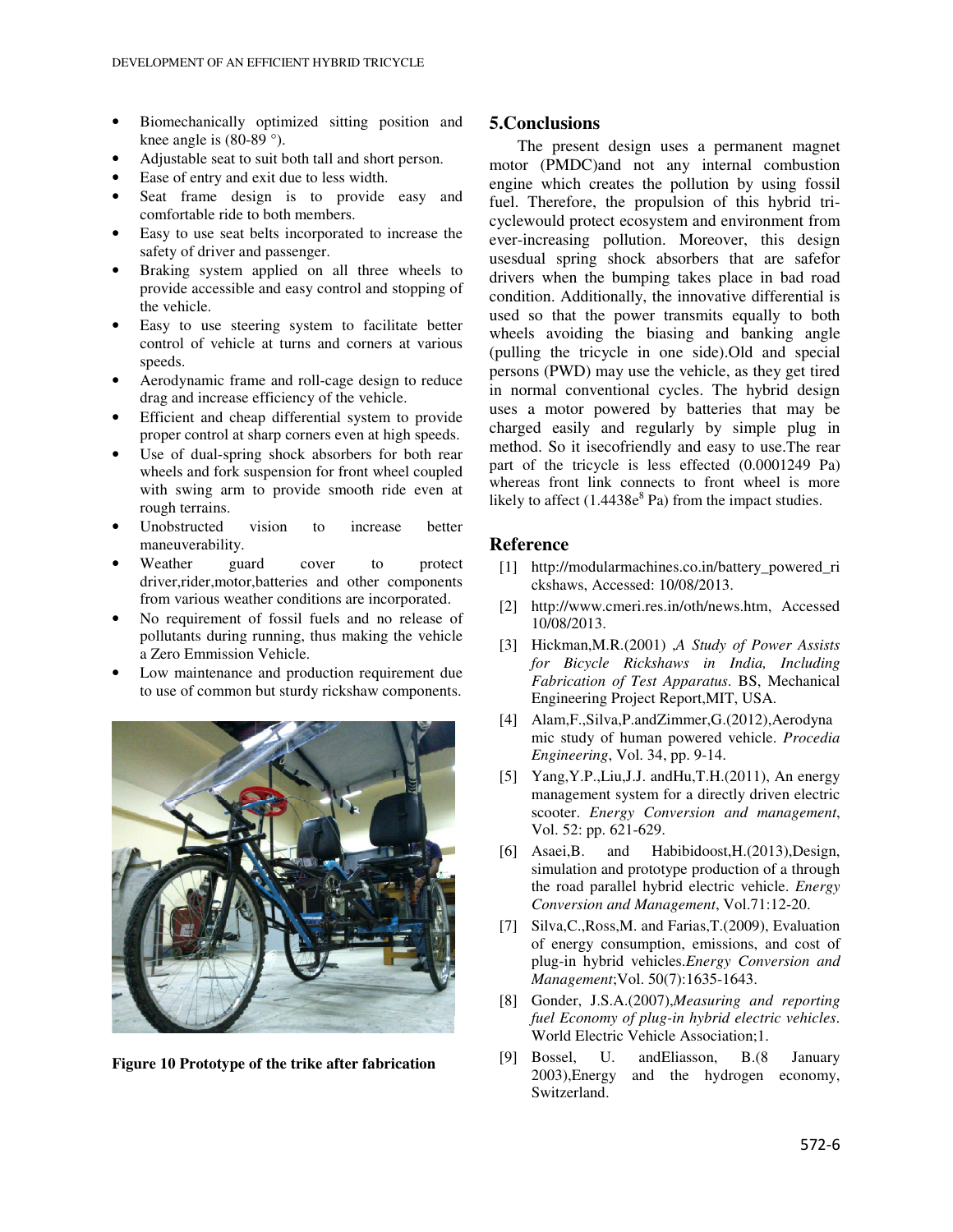- Biomechanically optimized sitting position and knee angle is (80-89 °).
- Adjustable seat to suit both tall and short person.
- Ease of entry and exit due to less width.
- Seat frame design is to provide easy and comfortable ride to both members.
- Easy to use seat belts incorporated to increase the safety of driver and passenger.
- Braking system applied on all three wheels to provide accessible and easy control and stopping of the vehicle.
- Easy to use steering system to facilitate better control of vehicle at turns and corners at various speeds.
- Aerodynamic frame and roll-cage design to reduce drag and increase efficiency of the vehicle.
- Efficient and cheap differential system to provide proper control at sharp corners even at high speeds.
- Use of dual-spring shock absorbers for both rear wheels and fork suspension for front wheel coupled with swing arm to provide smooth ride even at rough terrains.
- Unobstructed vision to increase better maneuverability.
- Weather guard cover to protect driver,rider,motor,batteries and other components from various weather conditions are incorporated.
- No requirement of fossil fuels and no release of pollutants during running, thus making the vehicle a Zero Emmission Vehicle.
- Low maintenance and production requirement due to use of common but sturdy rickshaw components.

**Figure 10 Prototype of the trike after fabrication**

## 5.Conclusions

The present design uses a permanent magnet motor (PMDC)and not any internal combustion engine which creates the pollution by using fossil fuel. Therefore, the propulsion of this hybrid tri-cyclewould protect ecosystem and environment from ever-increasing pollution. Moreover, this design usesdual spring shock absorbers that are safefor drivers when the bumping takes place in bad road condition. Additionally, the innovative differential is used so that the power transmits equally to both wheels avoiding the biasing and banking angle (pulling the tricycle in one side).Old and special persons (PWD) may use the vehicle, as they get tired in normal conventional cycles. The hybrid design uses a motor powered by batteries that may be charged easily and regularly by simple plug in method. So it isecofriendly and easy to use.The rear part of the tricycle is less effected (0.0001249 Pa) whereas front link connects to front wheel is more likely to affect ($1.4438e^{8}$ Pa) from the impact studies.

## Reference

[1] http://modularmachines.co.in/battery_powered_rickshaws, Accessed: 10/08/2013.

[2] http://www.cmeri.res.in/oth/news.htm, Accessed 10/08/2013.

[3] Hickman,M.R.(2001) ,*A Study of Power Assists for Bicycle Rickshaws in India, Including Fabrication of Test Apparatus*. BS, Mechanical Engineering Project Report,MIT, USA.

[4] Alam,F.,Silva,P.andZimmer,G.(2012),Aerodynamic study of human powered vehicle. *Procedia Engineering*, Vol. 34, pp. 9-14.

[5] Yang,Y.P.,Liu,J.J. andHu,T.H.(2011), An energy management system for a directly driven electric scooter. *Energy Conversion and management*, Vol. 52: pp. 621-629.

[6] Asaei,B. and Habibidoost,H.(2013),Design, simulation and prototype production of a through the road parallel hybrid electric vehicle. *Energy Conversion and Management*, Vol.71:12-20.

[7] Silva,C.,Ross,M. and Farias,T.(2009), Evaluation of energy consumption, emissions, and cost of plug-in hybrid vehicles.*Energy Conversion and Management*;Vol. 50(7):1635-1643.

[8] Gonder, J.S.A.(2007),*Measuring and reporting fuel Economy of plug-in hybrid electric vehicles*. World Electric Vehicle Association;1.

[9] Bossel, U. andEliasson, B.(8 January 2003),Energy and the hydrogen economy, Switzerland.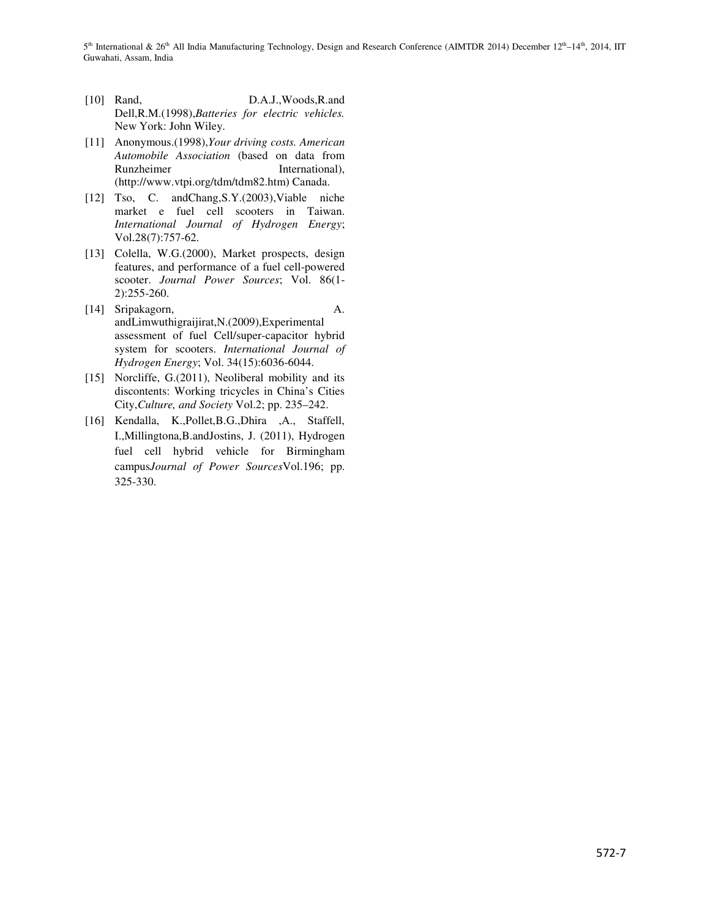[10] Rand, D.A.J.,Woods,R.and Dell,R.M.(1998),*Batteries for electric vehicles.* New York: John Wiley.

[11] Anonymous.(1998),*Your driving costs. American Automobile Association* (based on data from Runzheimer International), (http://www.vtpi.org/tdm/tdm82.htm) Canada.

[12] Tso, C. andChang,S.Y.(2003),Viable niche market e fuel cell scooters in Taiwan. *International Journal of Hydrogen Energy*; Vol.28(7):757-62.

[13] Colella, W.G.(2000), Market prospects, design features, and performance of a fuel cell-powered scooter. *Journal Power Sources*; Vol. 86(1-2):255-260.

[14] Sripakagorn, A. andLimwuthigraijirat,N.(2009),Experimental assessment of fuel Cell/super-capacitor hybrid system for scooters. *International Journal of Hydrogen Energy*; Vol. 34(15):6036-6044.

[15] Norcliffe, G.(2011), Neoliberal mobility and its discontents: Working tricycles in China's Cities City,*Culture, and Society* Vol.2; pp. 235–242.

[16] Kendalla, K.,Pollet,B.G.,Dhira ,A., Staffell, I.,Millingtona,B.andJostins, J. (2011), Hydrogen fuel cell hybrid vehicle for Birmingham campus*Journal of Power Sources*Vol.196; pp. 325-330.